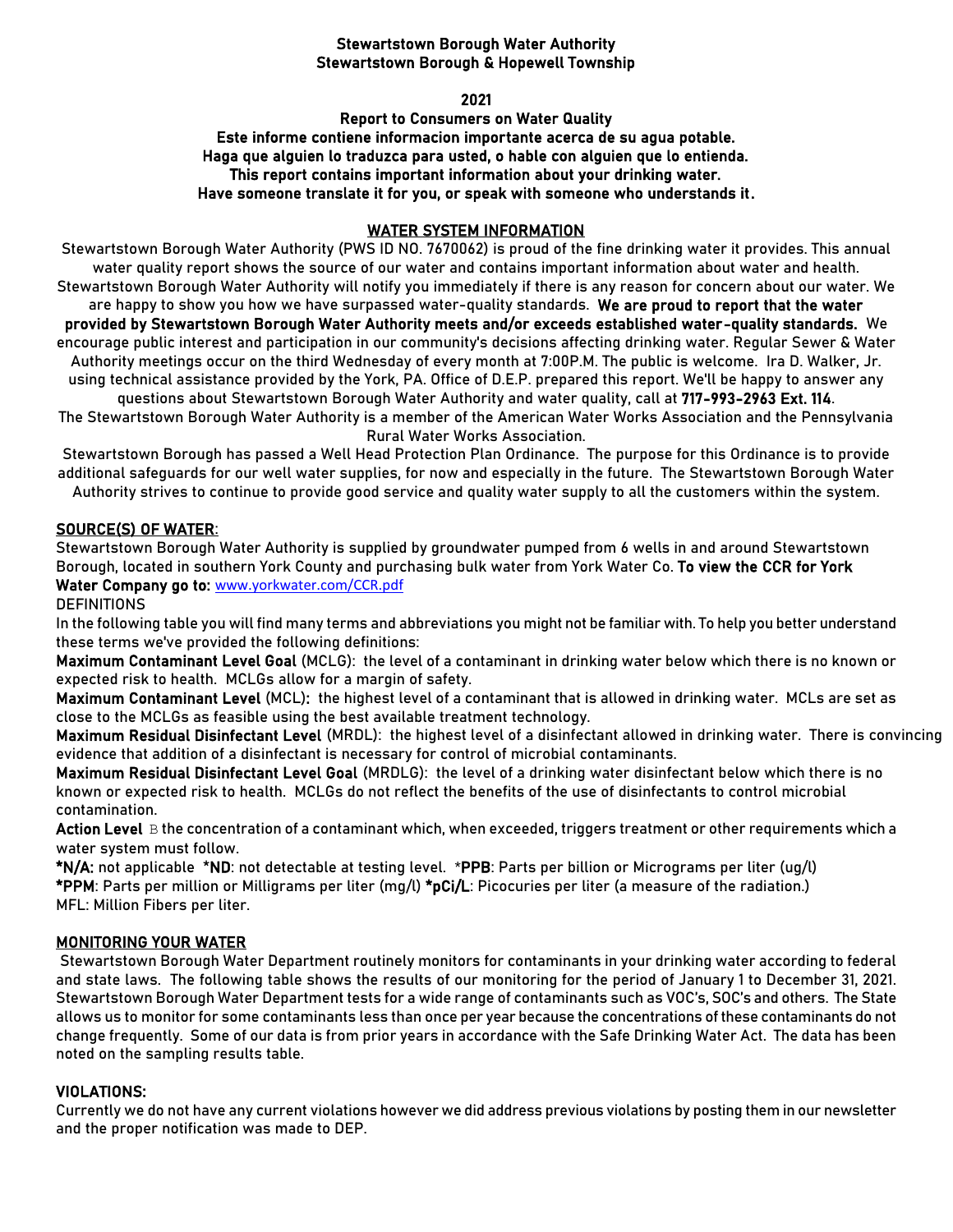**Stewartstown Borough Water Authority**
**Stewartstown Borough & Hopewell Township**

**2021**

**Report to Consumers on Water Quality**
**Este informe contiene informacion importante acerca de su agua potable.**
**Haga que alguien lo traduzca para usted, o hable con alguien que lo entienda.**
**This report contains important information about your drinking water.**
**Have someone translate it for you, or speak with someone who understands it.**

## WATER SYSTEM INFORMATION

Stewartstown Borough Water Authority (PWS ID NO. 7670062) is proud of the fine drinking water it provides. This annual water quality report shows the source of our water and contains important information about water and health. Stewartstown Borough Water Authority will notify you immediately if there is any reason for concern about our water. We are happy to show you how we have surpassed water-quality standards. **We are proud to report that the water provided by Stewartstown Borough Water Authority meets and/or exceeds established water-quality standards.** We encourage public interest and participation in our community's decisions affecting drinking water. Regular Sewer & Water Authority meetings occur on the third Wednesday of every month at 7:00P.M. The public is welcome. Ira D. Walker, Jr. using technical assistance provided by the York, PA. Office of D.E.P. prepared this report. We'll be happy to answer any questions about Stewartstown Borough Water Authority and water quality, call at **717-993-2963 Ext. 114**.

The Stewartstown Borough Water Authority is a member of the American Water Works Association and the Pennsylvania Rural Water Works Association.

Stewartstown Borough has passed a Well Head Protection Plan Ordinance. The purpose for this Ordinance is to provide additional safeguards for our well water supplies, for now and especially in the future. The Stewartstown Borough Water Authority strives to continue to provide good service and quality water supply to all the customers within the system.

## SOURCE(S) OF WATER:

Stewartstown Borough Water Authority is supplied by groundwater pumped from 6 wells in and around Stewartstown Borough, located in southern York County and purchasing bulk water from York Water Co. **To view the CCR for York Water Company go to:** www.yorkwater.com/CCR.pdf

DEFINITIONS

In the following table you will find many terms and abbreviations you might not be familiar with. To help you better understand these terms we've provided the following definitions:

**Maximum Contaminant Level Goal** (MCLG): the level of a contaminant in drinking water below which there is no known or expected risk to health. MCLGs allow for a margin of safety.

**Maximum Contaminant Level** (MCL): the highest level of a contaminant that is allowed in drinking water. MCLs are set as close to the MCLGs as feasible using the best available treatment technology.

**Maximum Residual Disinfectant Level** (MRDL): the highest level of a disinfectant allowed in drinking water. There is convincing evidence that addition of a disinfectant is necessary for control of microbial contaminants.

**Maximum Residual Disinfectant Level Goal** (MRDLG): the level of a drinking water disinfectant below which there is no known or expected risk to health. MCLGs do not reflect the benefits of the use of disinfectants to control microbial contamination.

**Action Level** B the concentration of a contaminant which, when exceeded, triggers treatment or other requirements which a water system must follow.

***N/A:** not applicable ***ND**: not detectable at testing level. ***PPB**: Parts per billion or Micrograms per liter (ug/l)
***PPM**: Parts per million or Milligrams per liter (mg/l) ***pCi/L**: Picocuries per liter (a measure of the radiation.)
MFL: Million Fibers per liter.

## MONITORING YOUR WATER

Stewartstown Borough Water Department routinely monitors for contaminants in your drinking water according to federal and state laws. The following table shows the results of our monitoring for the period of January 1 to December 31, 2021. Stewartstown Borough Water Department tests for a wide range of contaminants such as VOC's, SOC's and others. The State allows us to monitor for some contaminants less than once per year because the concentrations of these contaminants do not change frequently. Some of our data is from prior years in accordance with the Safe Drinking Water Act. The data has been noted on the sampling results table.

## VIOLATIONS:

Currently we do not have any current violations however we did address previous violations by posting them in our newsletter and the proper notification was made to DEP.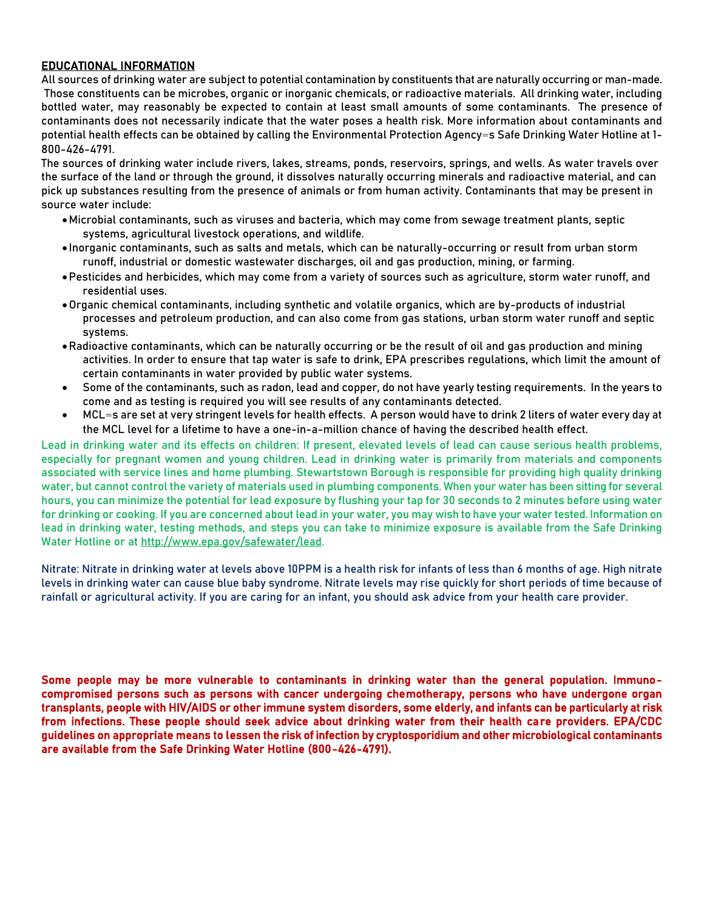**EDUCATIONAL INFORMATION**

All sources of drinking water are subject to potential contamination by constituents that are naturally occurring or man-made. Those constituents can be microbes, organic or inorganic chemicals, or radioactive materials. All drinking water, including bottled water, may reasonably be expected to contain at least small amounts of some contaminants. The presence of contaminants does not necessarily indicate that the water poses a health risk. More information about contaminants and potential health effects can be obtained by calling the Environmental Protection Agency=s Safe Drinking Water Hotline at 1-800-426-4791.

The sources of drinking water include rivers, lakes, streams, ponds, reservoirs, springs, and wells. As water travels over the surface of the land or through the ground, it dissolves naturally occurring minerals and radioactive material, and can pick up substances resulting from the presence of animals or from human activity. Contaminants that may be present in source water include:

- Microbial contaminants, such as viruses and bacteria, which may come from sewage treatment plants, septic systems, agricultural livestock operations, and wildlife.
- Inorganic contaminants, such as salts and metals, which can be naturally-occurring or result from urban storm runoff, industrial or domestic wastewater discharges, oil and gas production, mining, or farming.
- Pesticides and herbicides, which may come from a variety of sources such as agriculture, storm water runoff, and residential uses.
- Organic chemical contaminants, including synthetic and volatile organics, which are by-products of industrial processes and petroleum production, and can also come from gas stations, urban storm water runoff and septic systems.
- Radioactive contaminants, which can be naturally occurring or be the result of oil and gas production and mining activities. In order to ensure that tap water is safe to drink, EPA prescribes regulations, which limit the amount of certain contaminants in water provided by public water systems.
- Some of the contaminants, such as radon, lead and copper, do not have yearly testing requirements. In the years to come and as testing is required you will see results of any contaminants detected.
- MCL=s are set at very stringent levels for health effects. A person would have to drink 2 liters of water every day at the MCL level for a lifetime to have a one-in-a-million chance of having the described health effect.

Lead in drinking water and its effects on children: If present, elevated levels of lead can cause serious health problems, especially for pregnant women and young children. Lead in drinking water is primarily from materials and components associated with service lines and home plumbing. Stewartstown Borough is responsible for providing high quality drinking water, but cannot control the variety of materials used in plumbing components. When your water has been sitting for several hours, you can minimize the potential for lead exposure by flushing your tap for 30 seconds to 2 minutes before using water for drinking or cooking. If you are concerned about lead in your water, you may wish to have your water tested. Information on lead in drinking water, testing methods, and steps you can take to minimize exposure is available from the Safe Drinking Water Hotline or at http://www.epa.gov/safewater/lead.

Nitrate: Nitrate in drinking water at levels above 10PPM is a health risk for infants of less than 6 months of age. High nitrate levels in drinking water can cause blue baby syndrome. Nitrate levels may rise quickly for short periods of time because of rainfall or agricultural activity. If you are caring for an infant, you should ask advice from your health care provider.

**Some people may be more vulnerable to contaminants in drinking water than the general population. Immuno-compromised persons such as persons with cancer undergoing chemotherapy, persons who have undergone organ transplants, people with HIV/AIDS or other immune system disorders, some elderly, and infants can be particularly at risk from infections. These people should seek advice about drinking water from their health care providers. EPA/CDC guidelines on appropriate means to lessen the risk of infection by cryptosporidium and other microbiological contaminants are available from the Safe Drinking Water Hotline (800-426-4791).**